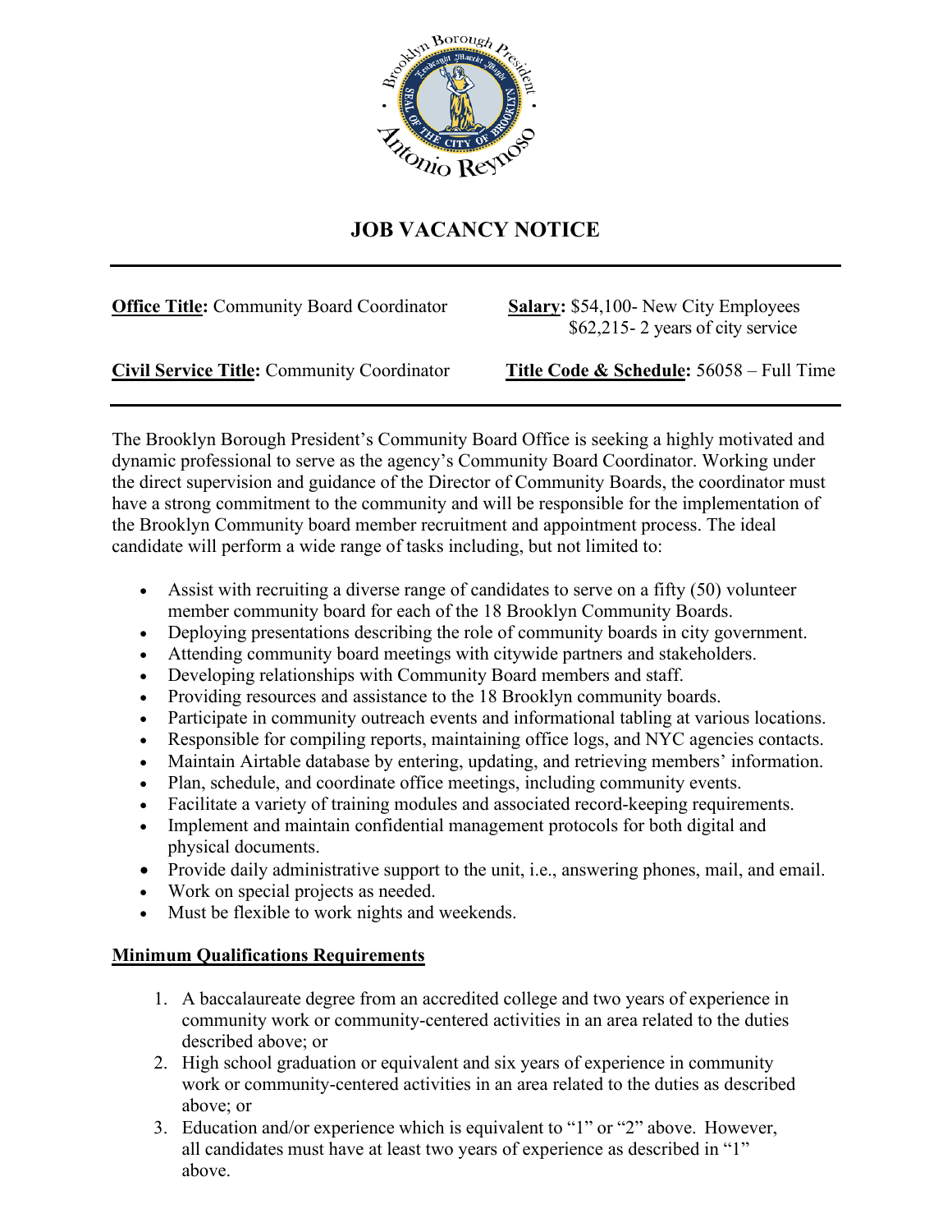# JOB VACANCY NOTICE

**Office Title:** Community Board Coordinator

**Salary:** $54,100- New City Employees
$62,215- 2 years of city service

**Civil Service Title:** Community Coordinator

**Title Code & Schedule:** 56058 – Full Time

The Brooklyn Borough President's Community Board Office is seeking a highly motivated and dynamic professional to serve as the agency's Community Board Coordinator. Working under the direct supervision and guidance of the Director of Community Boards, the coordinator must have a strong commitment to the community and will be responsible for the implementation of the Brooklyn Community board member recruitment and appointment process. The ideal candidate will perform a wide range of tasks including, but not limited to:

- Assist with recruiting a diverse range of candidates to serve on a fifty (50) volunteer member community board for each of the 18 Brooklyn Community Boards.
- Deploying presentations describing the role of community boards in city government.
- Attending community board meetings with citywide partners and stakeholders.
- Developing relationships with Community Board members and staff.
- Providing resources and assistance to the 18 Brooklyn community boards.
- Participate in community outreach events and informational tabling at various locations.
- Responsible for compiling reports, maintaining office logs, and NYC agencies contacts.
- Maintain Airtable database by entering, updating, and retrieving members' information.
- Plan, schedule, and coordinate office meetings, including community events.
- Facilitate a variety of training modules and associated record-keeping requirements.
- Implement and maintain confidential management protocols for both digital and physical documents.
- Provide daily administrative support to the unit, i.e., answering phones, mail, and email.
- Work on special projects as needed.
- Must be flexible to work nights and weekends.

## Minimum Qualifications Requirements

1. A baccalaureate degree from an accredited college and two years of experience in community work or community-centered activities in an area related to the duties described above; or
2. High school graduation or equivalent and six years of experience in community work or community-centered activities in an area related to the duties as described above; or
3. Education and/or experience which is equivalent to "1" or "2" above. However, all candidates must have at least two years of experience as described in "1" above.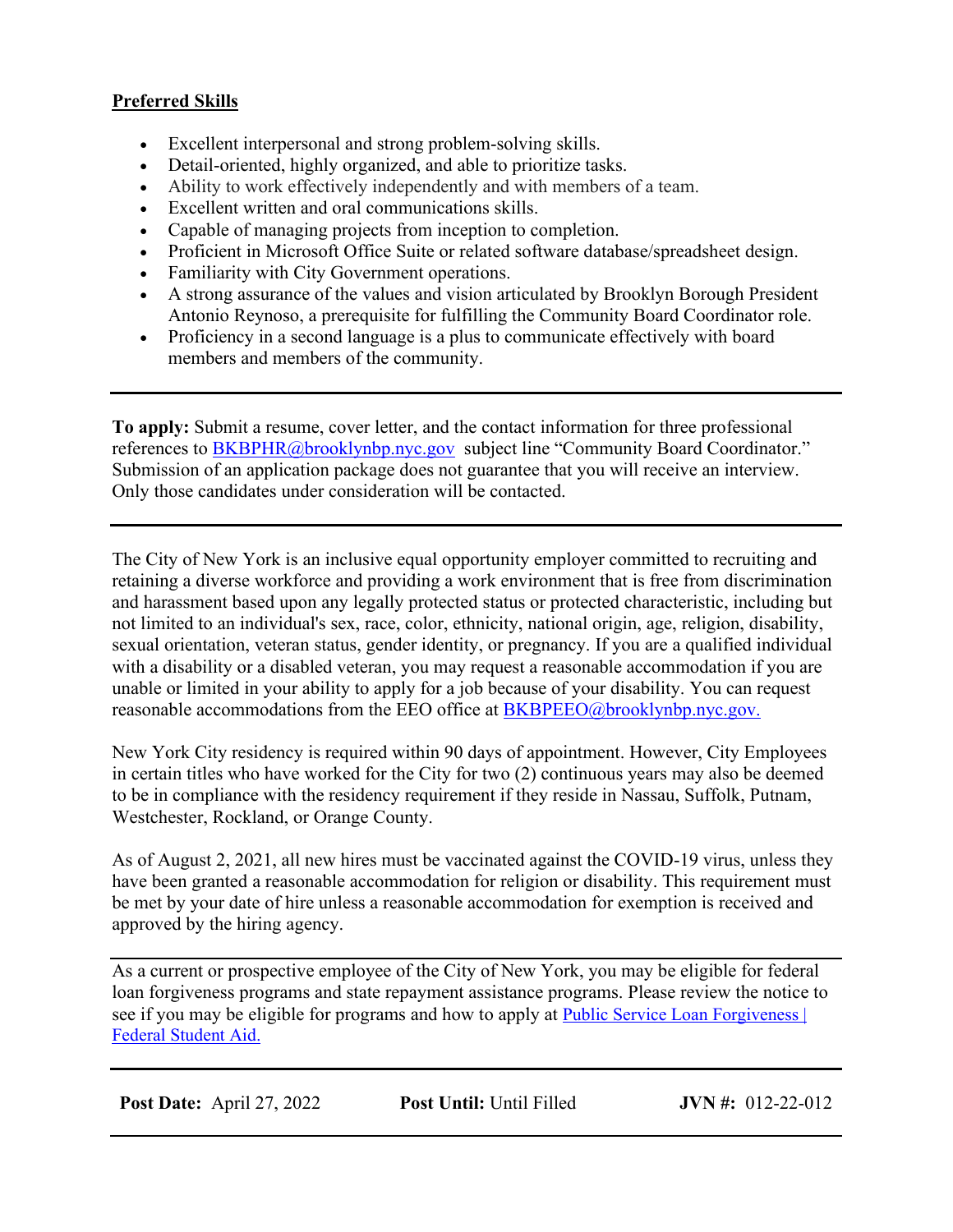**Preferred Skills**

- Excellent interpersonal and strong problem-solving skills.
- Detail-oriented, highly organized, and able to prioritize tasks.
- Ability to work effectively independently and with members of a team.
- Excellent written and oral communications skills.
- Capable of managing projects from inception to completion.
- Proficient in Microsoft Office Suite or related software database/spreadsheet design.
- Familiarity with City Government operations.
- A strong assurance of the values and vision articulated by Brooklyn Borough President Antonio Reynoso, a prerequisite for fulfilling the Community Board Coordinator role.
- Proficiency in a second language is a plus to communicate effectively with board members and members of the community.

---

**To apply:** Submit a resume, cover letter, and the contact information for three professional references to [BKBPHR@brooklynbp.nyc.gov](mailto:BKBPHR@brooklynbp.nyc.gov) subject line "Community Board Coordinator." Submission of an application package does not guarantee that you will receive an interview. Only those candidates under consideration will be contacted.

---

The City of New York is an inclusive equal opportunity employer committed to recruiting and retaining a diverse workforce and providing a work environment that is free from discrimination and harassment based upon any legally protected status or protected characteristic, including but not limited to an individual's sex, race, color, ethnicity, national origin, age, religion, disability, sexual orientation, veteran status, gender identity, or pregnancy. If you are a qualified individual with a disability or a disabled veteran, you may request a reasonable accommodation if you are unable or limited in your ability to apply for a job because of your disability. You can request reasonable accommodations from the EEO office at [BKBPEEO@brooklynbp.nyc.gov.](mailto:BKBPEEO@brooklynbp.nyc.gov)

New York City residency is required within 90 days of appointment. However, City Employees in certain titles who have worked for the City for two (2) continuous years may also be deemed to be in compliance with the residency requirement if they reside in Nassau, Suffolk, Putnam, Westchester, Rockland, or Orange County.

As of August 2, 2021, all new hires must be vaccinated against the COVID-19 virus, unless they have been granted a reasonable accommodation for religion or disability. This requirement must be met by your date of hire unless a reasonable accommodation for exemption is received and approved by the hiring agency.

---

As a current or prospective employee of the City of New York, you may be eligible for federal loan forgiveness programs and state repayment assistance programs. Please review the notice to see if you may be eligible for programs and how to apply at Public Service Loan Forgiveness | Federal Student Aid.

---

**Post Date:** April 27, 2022 **Post Until:** Until Filled **JVN #:** 012-22-012